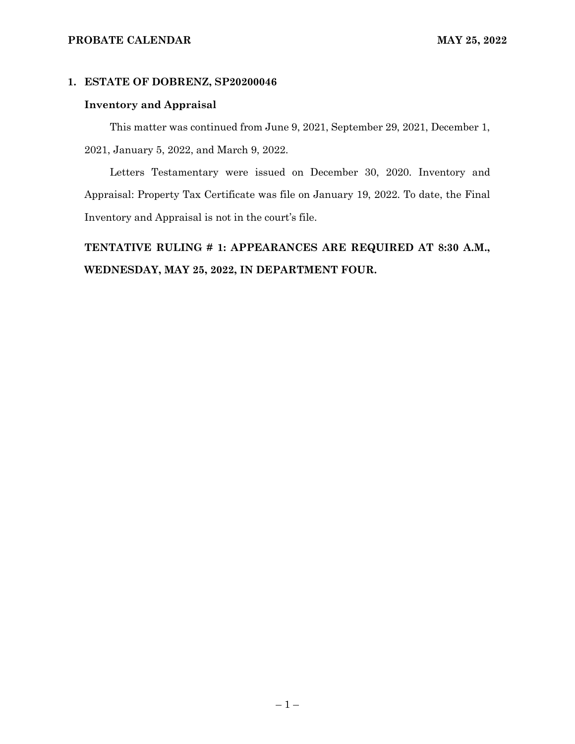## 1. ESTATE OF DOBRENZ, SP20200046

### Inventory and Appraisal

This matter was continued from June 9, 2021, September 29, 2021, December 1, 2021, January 5, 2022, and March 9, 2022.

Letters Testamentary were issued on December 30, 2020. Inventory and Appraisal: Property Tax Certificate was file on January 19, 2022. To date, the Final Inventory and Appraisal is not in the court's file.

**TENTATIVE RULING # 1: APPEARANCES ARE REQUIRED AT 8:30 A.M., WEDNESDAY, MAY 25, 2022, IN DEPARTMENT FOUR.**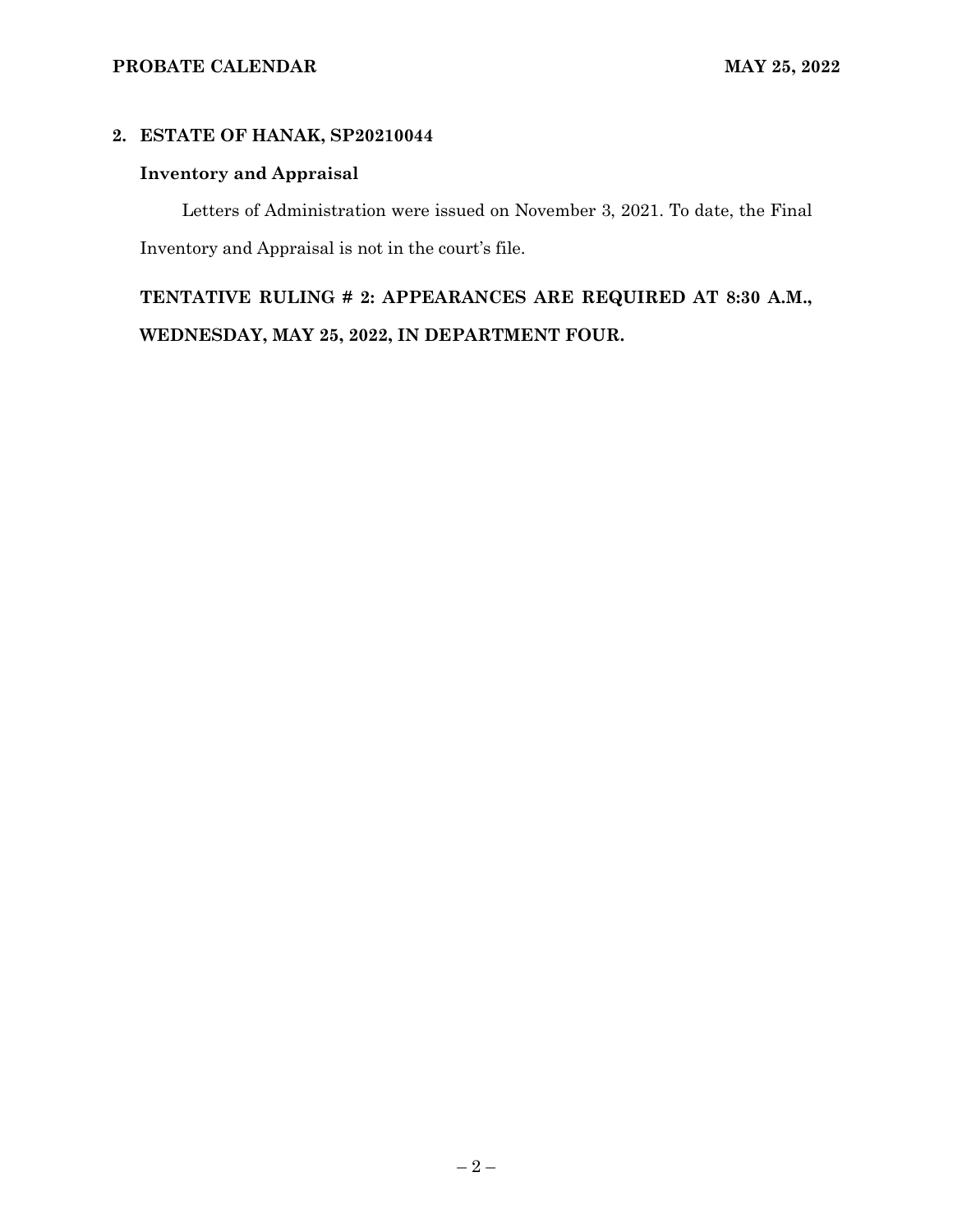## 2. ESTATE OF HANAK, SP20210044

### Inventory and Appraisal

Letters of Administration were issued on November 3, 2021. To date, the Final Inventory and Appraisal is not in the court's file.

**TENTATIVE RULING # 2: APPEARANCES ARE REQUIRED AT 8:30 A.M., WEDNESDAY, MAY 25, 2022, IN DEPARTMENT FOUR.**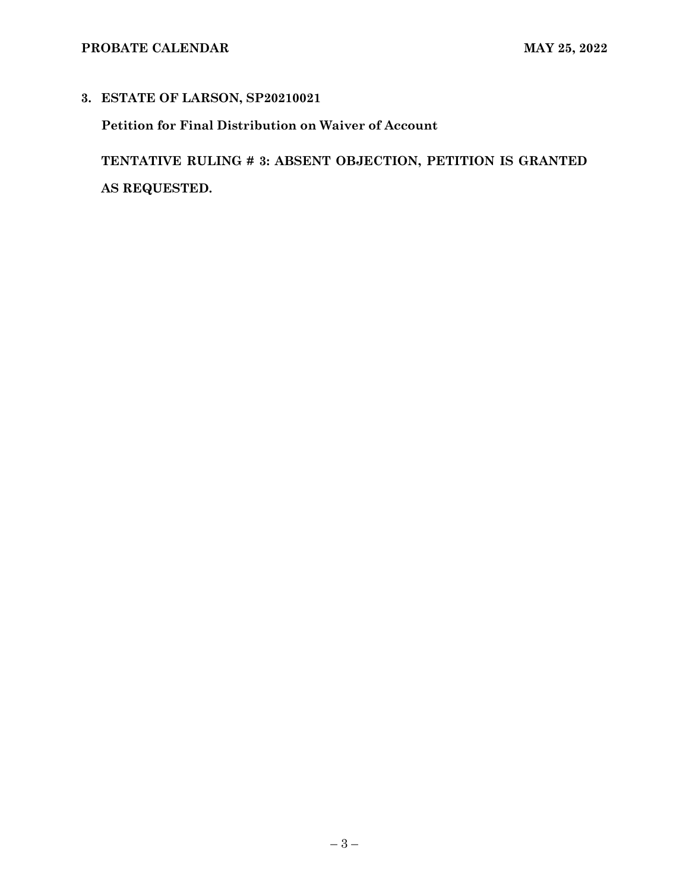**3. ESTATE OF LARSON, SP20210021**

**Petition for Final Distribution on Waiver of Account**

**TENTATIVE RULING # 3: ABSENT OBJECTION, PETITION IS GRANTED AS REQUESTED.**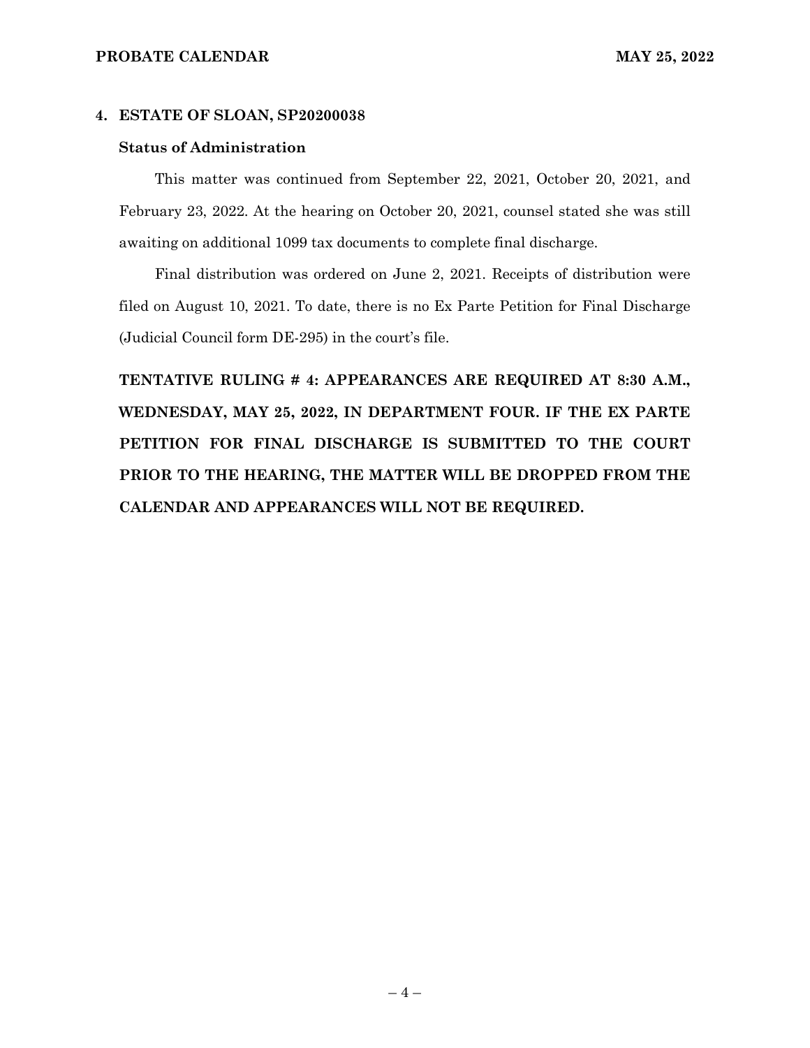## 4. ESTATE OF SLOAN, SP20200038

### Status of Administration

This matter was continued from September 22, 2021, October 20, 2021, and February 23, 2022. At the hearing on October 20, 2021, counsel stated she was still awaiting on additional 1099 tax documents to complete final discharge.

Final distribution was ordered on June 2, 2021. Receipts of distribution were filed on August 10, 2021. To date, there is no Ex Parte Petition for Final Discharge (Judicial Council form DE-295) in the court's file.

**TENTATIVE RULING # 4: APPEARANCES ARE REQUIRED AT 8:30 A.M., WEDNESDAY, MAY 25, 2022, IN DEPARTMENT FOUR. IF THE EX PARTE PETITION FOR FINAL DISCHARGE IS SUBMITTED TO THE COURT PRIOR TO THE HEARING, THE MATTER WILL BE DROPPED FROM THE CALENDAR AND APPEARANCES WILL NOT BE REQUIRED.**